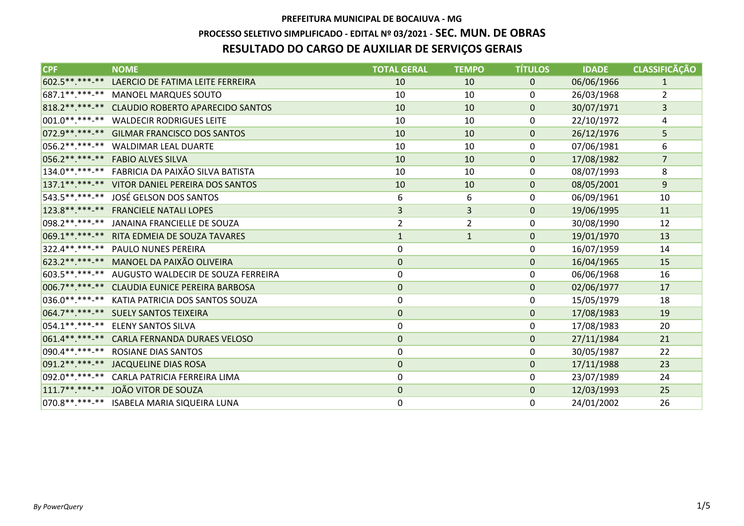**PREFEITURA MUNICIPAL DE BOCAIUVA - MG**

**PROCESSO SELETIVO SIMPLIFICADO - EDITAL Nº 03/2021 - SEC. MUN. DE OBRAS**

## RESULTADO DO CARGO DE AUXILIAR DE SERVIÇOS GERAIS

| CPF | NOME | TOTAL GERAL | TEMPO | TÍTULOS | IDADE | CLASSIFICAÇÃO |
|---|---|---|---|---|---|---|
| 602.5**.***-** | LAERCIO DE FATIMA LEITE FERREIRA | 10 | 10 | 0 | 06/06/1966 | 1 |
| 687.1**.***-** | MANOEL MARQUES SOUTO | 10 | 10 | 0 | 26/03/1968 | 2 |
| 818.2**.***-** | CLAUDIO ROBERTO APARECIDO SANTOS | 10 | 10 | 0 | 30/07/1971 | 3 |
| 001.0**.***-** | WALDECIR RODRIGUES LEITE | 10 | 10 | 0 | 22/10/1972 | 4 |
| 072.9**.***-** | GILMAR FRANCISCO DOS SANTOS | 10 | 10 | 0 | 26/12/1976 | 5 |
| 056.2**.***-** | WALDIMAR LEAL DUARTE | 10 | 10 | 0 | 07/06/1981 | 6 |
| 056.2**.***-** | FABIO ALVES SILVA | 10 | 10 | 0 | 17/08/1982 | 7 |
| 134.0**.***-** | FABRICIA DA PAIXÃO SILVA BATISTA | 10 | 10 | 0 | 08/07/1993 | 8 |
| 137.1**.***-** | VITOR DANIEL PEREIRA DOS SANTOS | 10 | 10 | 0 | 08/05/2001 | 9 |
| 543.5**.***-** | JOSÉ GELSON DOS SANTOS | 6 | 6 | 0 | 06/09/1961 | 10 |
| 123.8**.***-** | FRANCIELE NATALI LOPES | 3 | 3 | 0 | 19/06/1995 | 11 |
| 098.2**.***-** | JANAINA FRANCIELLE DE SOUZA | 2 | 2 | 0 | 30/08/1990 | 12 |
| 069.1**.***-** | RITA EDMEIA DE SOUZA TAVARES | 1 | 1 | 0 | 19/01/1970 | 13 |
| 322.4**.***-** | PAULO NUNES PEREIRA | 0 | | 0 | 16/07/1959 | 14 |
| 623.2**.***-** | MANOEL DA PAIXÃO OLIVEIRA | 0 | | 0 | 16/04/1965 | 15 |
| 603.5**.***-** | AUGUSTO WALDECIR DE SOUZA FERREIRA | 0 | | 0 | 06/06/1968 | 16 |
| 006.7**.***-** | CLAUDIA EUNICE PEREIRA BARBOSA | 0 | | 0 | 02/06/1977 | 17 |
| 036.0**.***-** | KATIA PATRICIA DOS SANTOS SOUZA | 0 | | 0 | 15/05/1979 | 18 |
| 064.7**.***-** | SUELY SANTOS TEIXEIRA | 0 | | 0 | 17/08/1983 | 19 |
| 054.1**.***-** | ELENY SANTOS SILVA | 0 | | 0 | 17/08/1983 | 20 |
| 061.4**.***-** | CARLA FERNANDA DURAES VELOSO | 0 | | 0 | 27/11/1984 | 21 |
| 090.4**.***-** | ROSIANE DIAS SANTOS | 0 | | 0 | 30/05/1987 | 22 |
| 091.2**.***-** | JACQUELINE DIAS ROSA | 0 | | 0 | 17/11/1988 | 23 |
| 092.0**.***-** | CARLA PATRICIA FERREIRA LIMA | 0 | | 0 | 23/07/1989 | 24 |
| 111.7**.***-** | JOÃO VITOR DE SOUZA | 0 | | 0 | 12/03/1993 | 25 |
| 070.8**.***-** | ISABELA MARIA SIQUEIRA LUNA | 0 | | 0 | 24/01/2002 | 26 |

*By PowerQuery*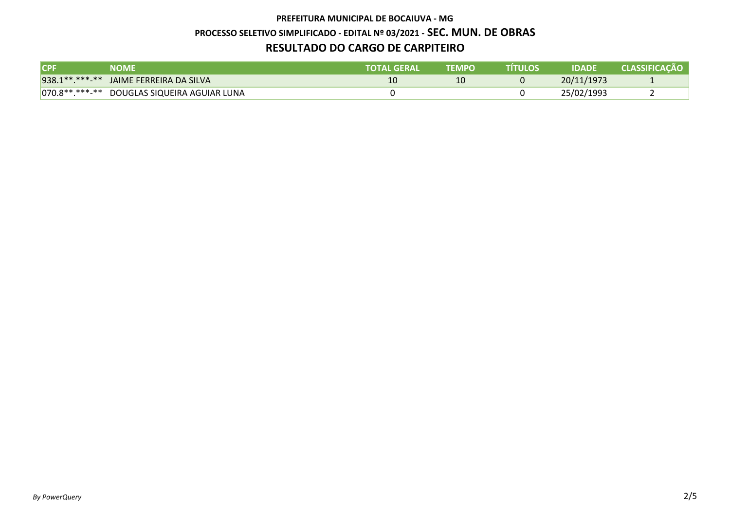**PREFEITURA MUNICIPAL DE BOCAIUVA - MG**

**PROCESSO SELETIVO SIMPLIFICADO - EDITAL Nº 03/2021 - SEC. MUN. DE OBRAS**

## RESULTADO DO CARGO DE CARPITEIRO

| CPF | NOME | TOTAL GERAL | TEMPO | TÍTULOS | IDADE | CLASSIFICAÇÃO |
|---|---|---|---|---|---|---|
| 938.1**.***-** | JAIME FERREIRA DA SILVA | 10 | 10 | 0 | 20/11/1973 | 1 |
| 070.8**.***-** | DOUGLAS SIQUEIRA AGUIAR LUNA | 0 | | 0 | 25/02/1993 | 2 |

*By PowerQuery*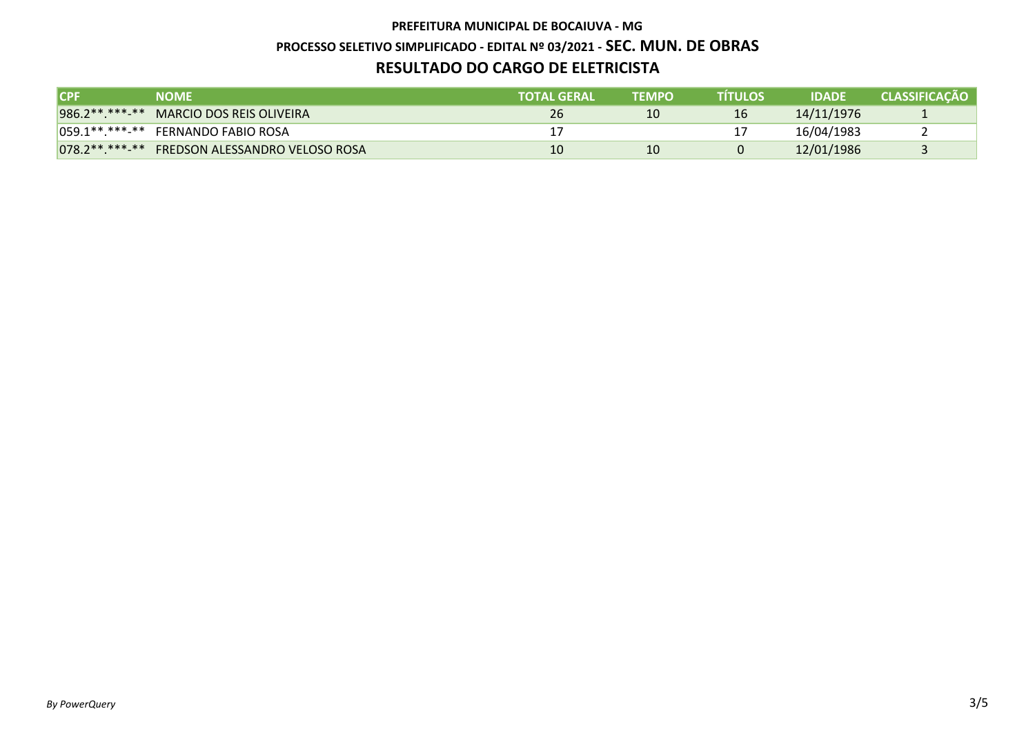**PREFEITURA MUNICIPAL DE BOCAIUVA - MG**

**PROCESSO SELETIVO SIMPLIFICADO - EDITAL Nº 03/2021 - SEC. MUN. DE OBRAS**

## RESULTADO DO CARGO DE ELETRICISTA

| CPF | NOME | TOTAL GERAL | TEMPO | TÍTULOS | IDADE | CLASSIFICAÇÃO |
|---|---|---|---|---|---|---|
| 986.2**.***-** | MARCIO DOS REIS OLIVEIRA | 26 | 10 | 16 | 14/11/1976 | 1 |
| 059.1**.***-** | FERNANDO FABIO ROSA | 17 | | 17 | 16/04/1983 | 2 |
| 078.2**.***-** | FREDSON ALESSANDRO VELOSO ROSA | 10 | 10 | 0 | 12/01/1986 | 3 |

*By PowerQuery*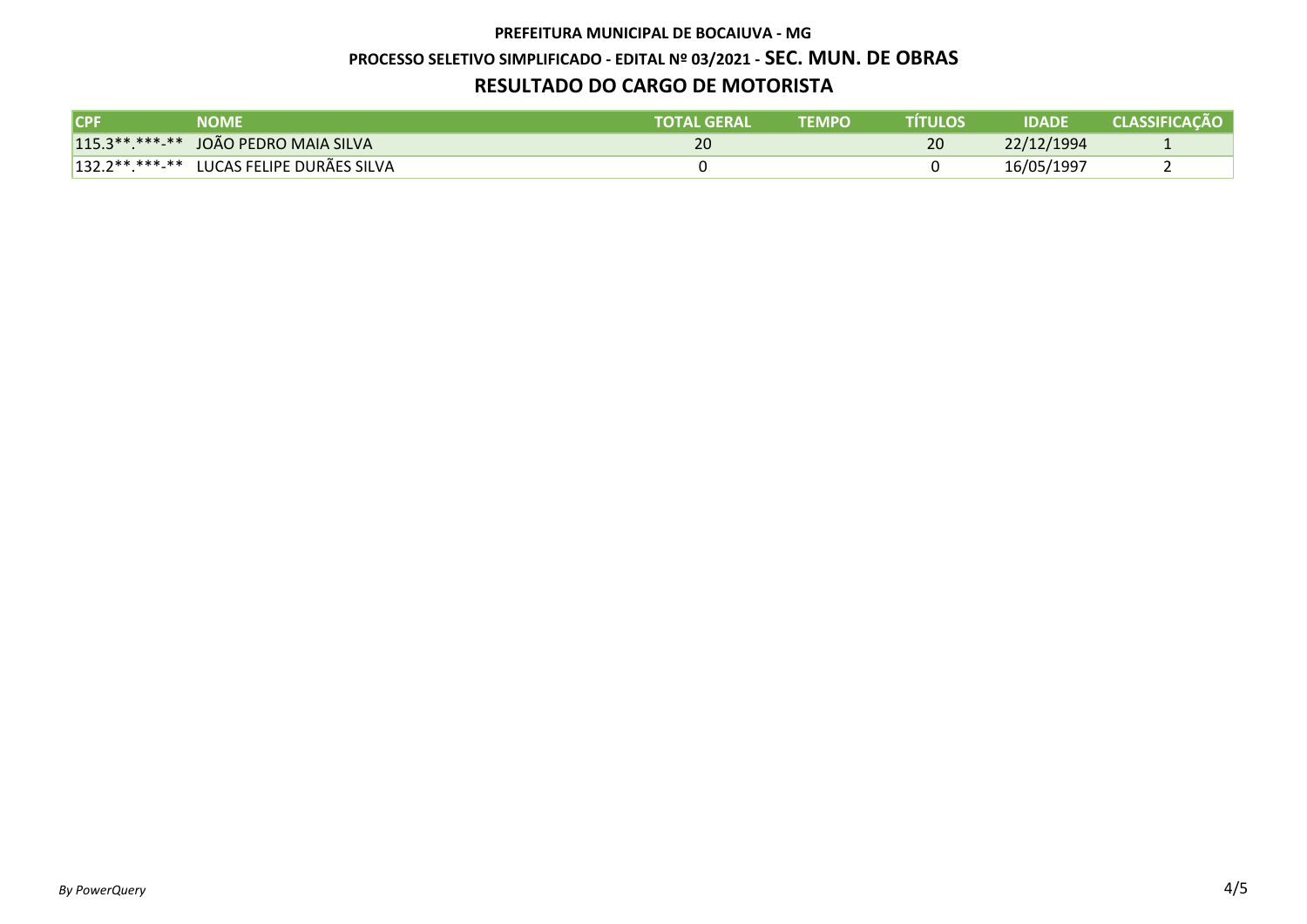**PREFEITURA MUNICIPAL DE BOCAIUVA - MG**

**PROCESSO SELETIVO SIMPLIFICADO - EDITAL Nº 03/2021 - SEC. MUN. DE OBRAS**

## RESULTADO DO CARGO DE MOTORISTA

| CPF | NOME | TOTAL GERAL | TEMPO | TÍTULOS | IDADE | CLASSIFICAÇÃO |
|---|---|---|---|---|---|---|
| 115.3**.***-** | JOÃO PEDRO MAIA SILVA | 20 | | 20 | 22/12/1994 | 1 |
| 132.2**.***-** | LUCAS FELIPE DURÃES SILVA | 0 | | 0 | 16/05/1997 | 2 |

*By PowerQuery*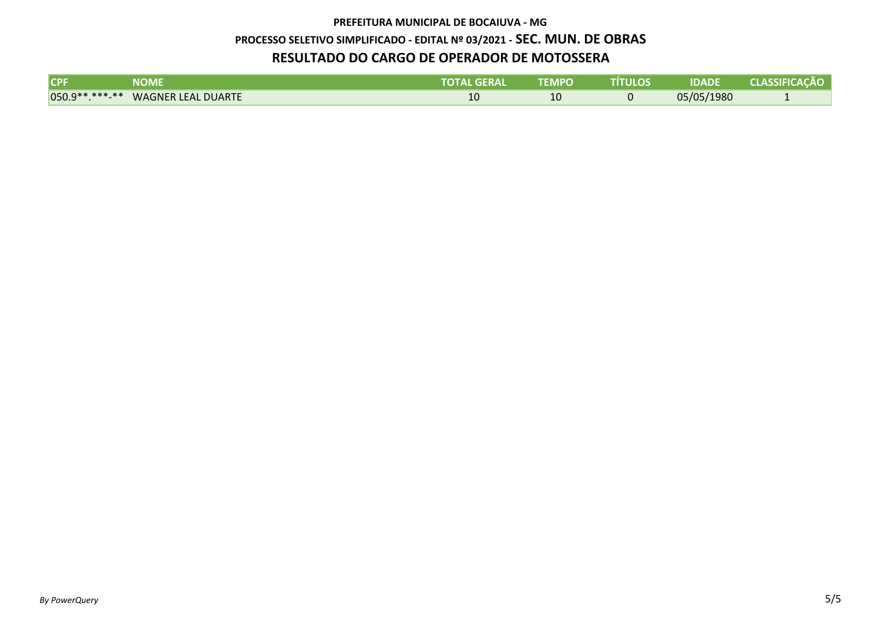# PREFEITURA MUNICIPAL DE BOCAIUVA - MG

## PROCESSO SELETIVO SIMPLIFICADO - EDITAL Nº 03/2021 - SEC. MUN. DE OBRAS

## RESULTADO DO CARGO DE OPERADOR DE MOTOSSERA

| CPF | NOME | TOTAL GERAL | TEMPO | TÍTULOS | IDADE | CLASSIFICAÇÃO |
|---|---|---|---|---|---|---|
| 050.9**.***-** | WAGNER LEAL DUARTE | 10 | 10 | 0 | 05/05/1980 | 1 |

*By PowerQuery*